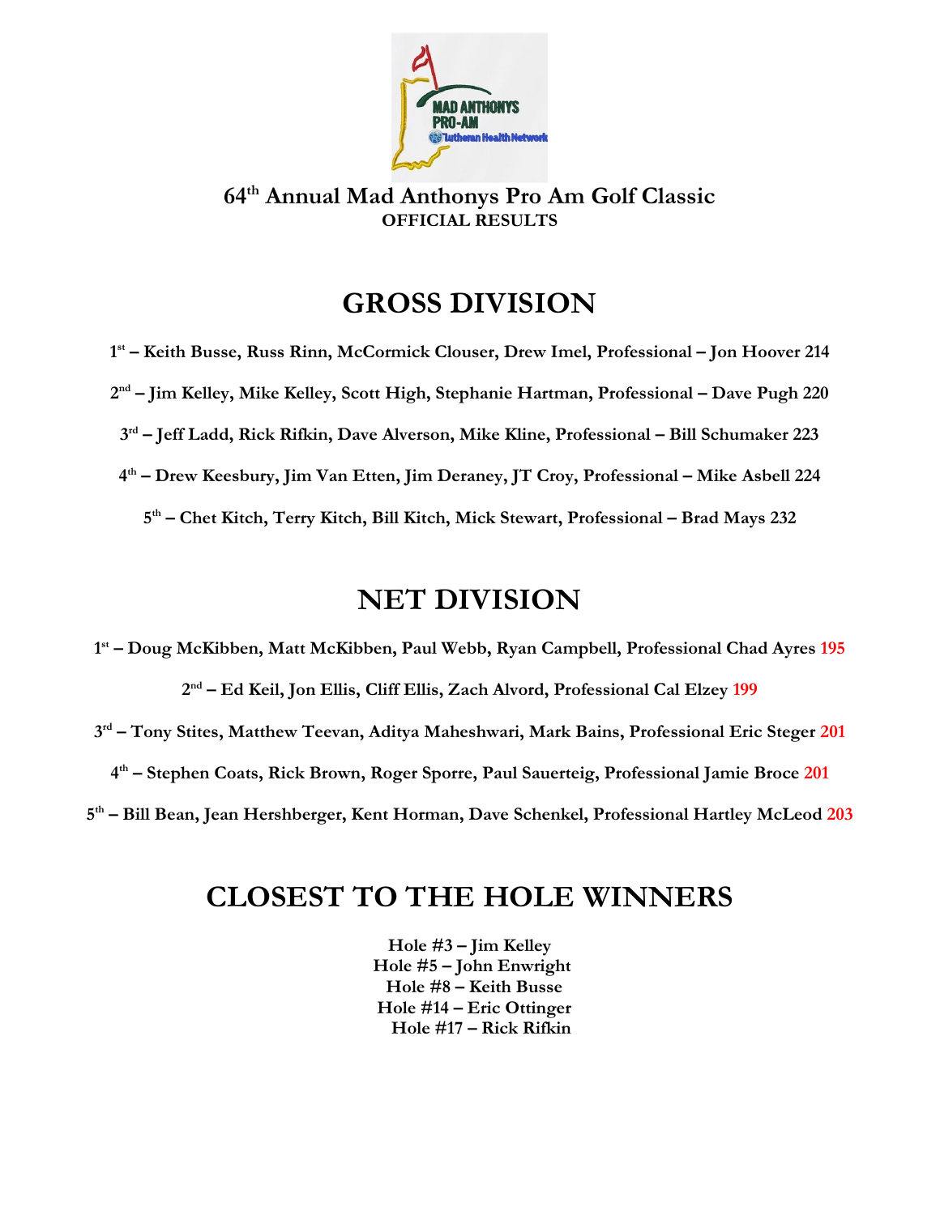# 64th Annual Mad Anthonys Pro Am Golf Classic

**OFFICIAL RESULTS**

## GROSS DIVISION

**1st – Keith Busse, Russ Rinn, McCormick Clouser, Drew Imel, Professional – Jon Hoover 214**

**2nd – Jim Kelley, Mike Kelley, Scott High, Stephanie Hartman, Professional – Dave Pugh 220**

**3rd – Jeff Ladd, Rick Rifkin, Dave Alverson, Mike Kline, Professional – Bill Schumaker 223**

**4th – Drew Keesbury, Jim Van Etten, Jim Deraney, JT Croy, Professional – Mike Asbell 224**

**5th – Chet Kitch, Terry Kitch, Bill Kitch, Mick Stewart, Professional – Brad Mays 232**

## NET DIVISION

**1st – Doug McKibben, Matt McKibben, Paul Webb, Ryan Campbell, Professional Chad Ayres 195**

**2nd – Ed Keil, Jon Ellis, Cliff Ellis, Zach Alvord, Professional Cal Elzey 199**

**3rd – Tony Stites, Matthew Teevan, Aditya Maheshwari, Mark Bains, Professional Eric Steger 201**

**4th – Stephen Coats, Rick Brown, Roger Sporre, Paul Sauerteig, Professional Jamie Broce 201**

**5th – Bill Bean, Jean Hershberger, Kent Horman, Dave Schenkel, Professional Hartley McLeod 203**

## CLOSEST TO THE HOLE WINNERS

**Hole #3 – Jim Kelley**
**Hole #5 – John Enwright**
**Hole #8 – Keith Busse**
**Hole #14 – Eric Ottinger**
**Hole #17 – Rick Rifkin**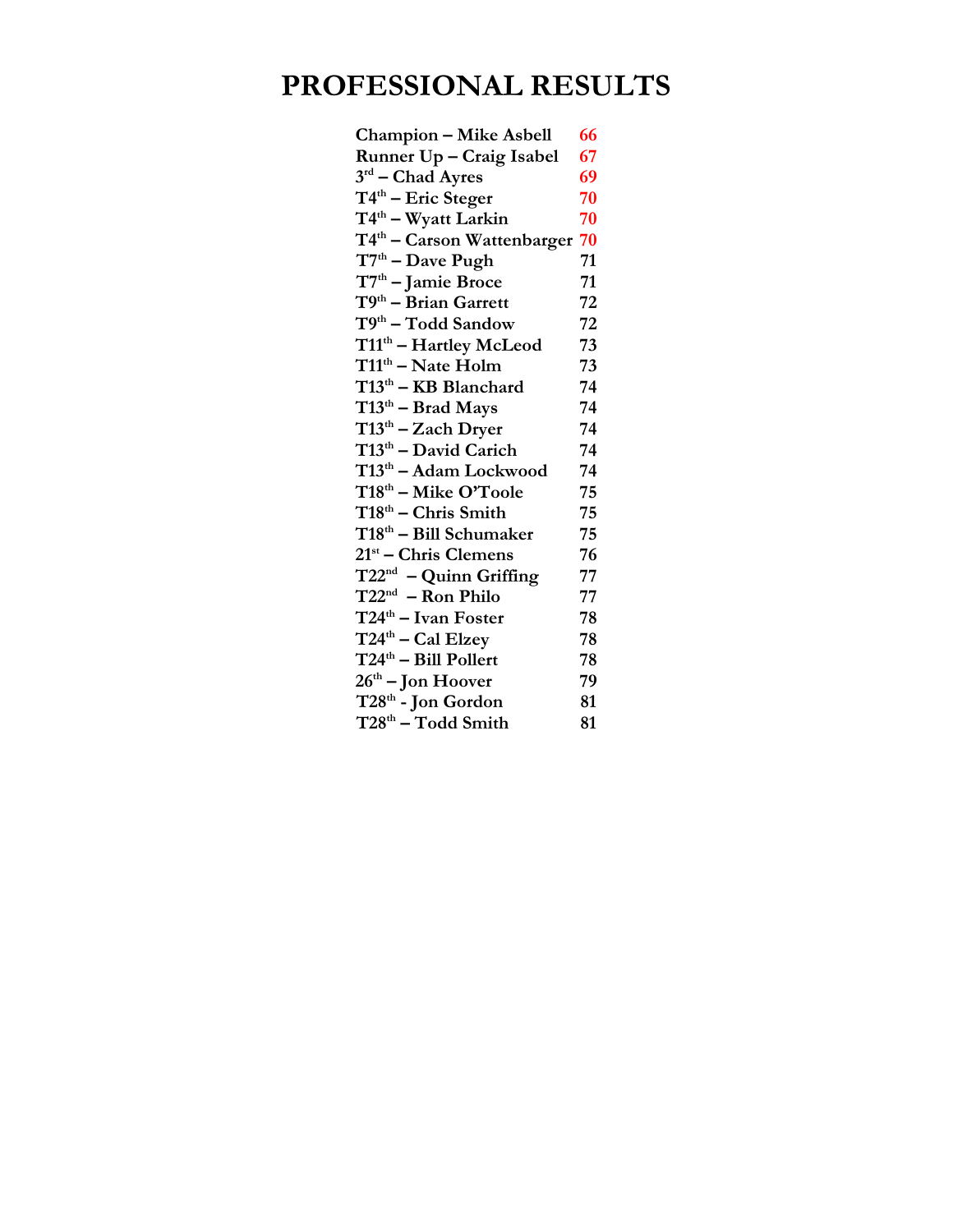# PROFESSIONAL RESULTS

| | |
|---|---|
| **Champion – Mike Asbell** | **66** |
| **Runner Up – Craig Isabel** | **67** |
| **3rd – Chad Ayres** | **69** |
| **T4th – Eric Steger** | **70** |
| **T4th – Wyatt Larkin** | **70** |
| **T4th – Carson Wattenbarger** | **70** |
| **T7th – Dave Pugh** | **71** |
| **T7th – Jamie Broce** | **71** |
| **T9th – Brian Garrett** | **72** |
| **T9th – Todd Sandow** | **72** |
| **T11th – Hartley McLeod** | **73** |
| **T11th – Nate Holm** | **73** |
| **T13th – KB Blanchard** | **74** |
| **T13th – Brad Mays** | **74** |
| **T13th – Zach Dryer** | **74** |
| **T13th – David Carich** | **74** |
| **T13th – Adam Lockwood** | **74** |
| **T18th – Mike O'Toole** | **75** |
| **T18th – Chris Smith** | **75** |
| **T18th – Bill Schumaker** | **75** |
| **21st – Chris Clemens** | **76** |
| **T22nd – Quinn Griffing** | **77** |
| **T22nd – Ron Philo** | **77** |
| **T24th – Ivan Foster** | **78** |
| **T24th – Cal Elzey** | **78** |
| **T24th – Bill Pollert** | **78** |
| **26th – Jon Hoover** | **79** |
| **T28th - Jon Gordon** | **81** |
| **T28th – Todd Smith** | **81** |